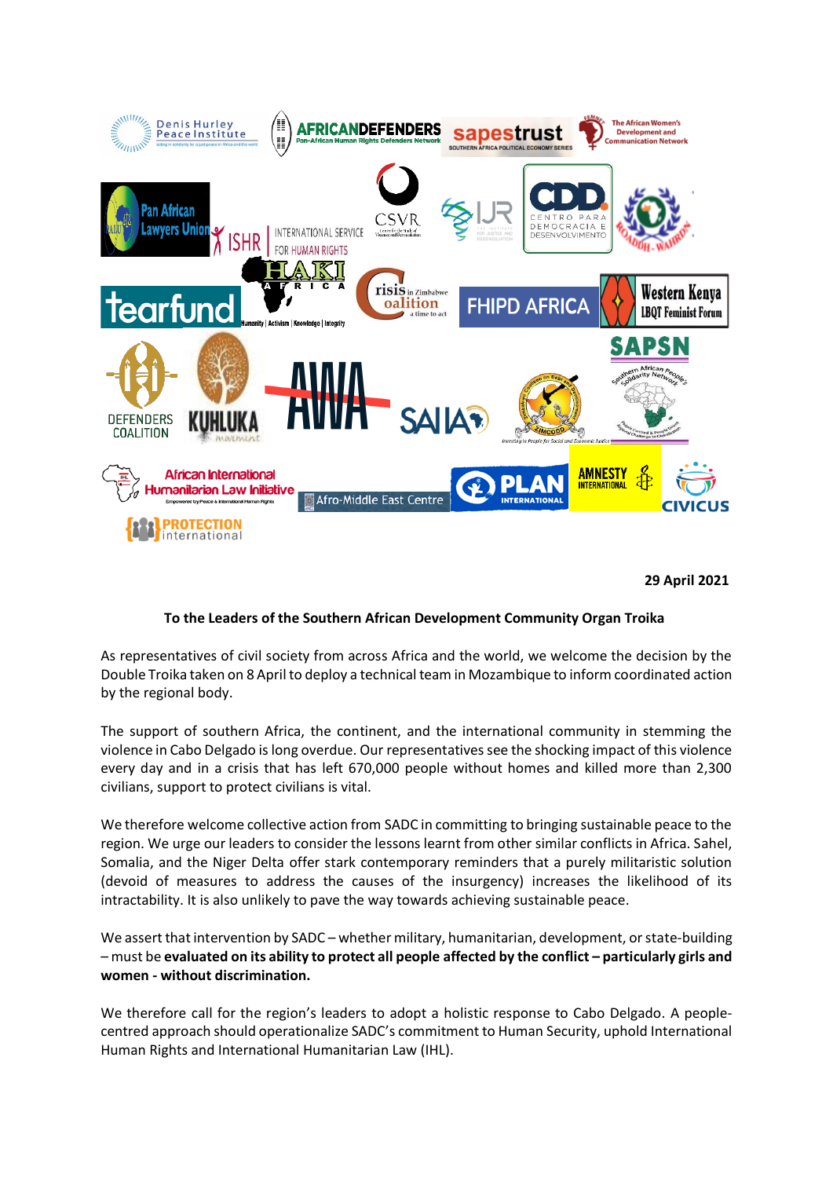29 April 2021

**To the Leaders of the Southern African Development Community Organ Troika**

As representatives of civil society from across Africa and the world, we welcome the decision by the Double Troika taken on 8 April to deploy a technical team in Mozambique to inform coordinated action by the regional body.

The support of southern Africa, the continent, and the international community in stemming the violence in Cabo Delgado is long overdue. Our representatives see the shocking impact of this violence every day and in a crisis that has left 670,000 people without homes and killed more than 2,300 civilians, support to protect civilians is vital.

We therefore welcome collective action from SADC in committing to bringing sustainable peace to the region. We urge our leaders to consider the lessons learnt from other similar conflicts in Africa. Sahel, Somalia, and the Niger Delta offer stark contemporary reminders that a purely militaristic solution (devoid of measures to address the causes of the insurgency) increases the likelihood of its intractability. It is also unlikely to pave the way towards achieving sustainable peace.

We assert that intervention by SADC – whether military, humanitarian, development, or state-building – must be **evaluated on its ability to protect all people affected by the conflict – particularly girls and women - without discrimination.**

We therefore call for the region's leaders to adopt a holistic response to Cabo Delgado. A people-centred approach should operationalize SADC's commitment to Human Security, uphold International Human Rights and International Humanitarian Law (IHL).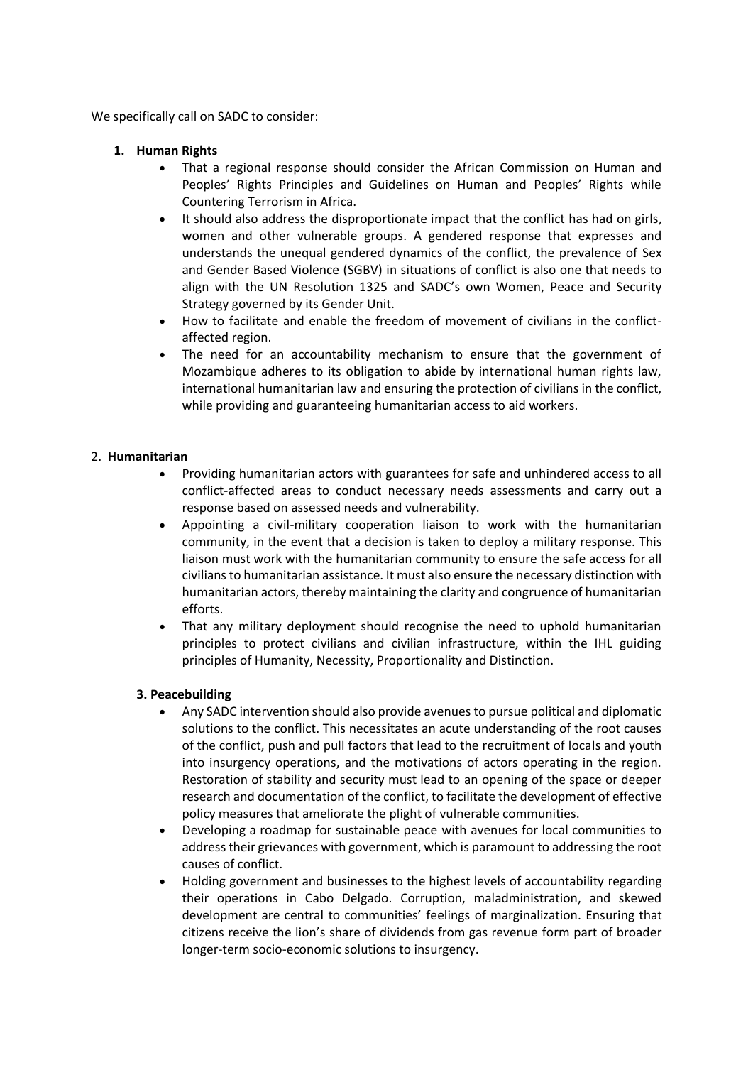We specifically call on SADC to consider:

1. **Human Rights**
   - That a regional response should consider the African Commission on Human and Peoples' Rights Principles and Guidelines on Human and Peoples' Rights while Countering Terrorism in Africa.
   - It should also address the disproportionate impact that the conflict has had on girls, women and other vulnerable groups. A gendered response that expresses and understands the unequal gendered dynamics of the conflict, the prevalence of Sex and Gender Based Violence (SGBV) in situations of conflict is also one that needs to align with the UN Resolution 1325 and SADC's own Women, Peace and Security Strategy governed by its Gender Unit.
   - How to facilitate and enable the freedom of movement of civilians in the conflict-affected region.
   - The need for an accountability mechanism to ensure that the government of Mozambique adheres to its obligation to abide by international human rights law, international humanitarian law and ensuring the protection of civilians in the conflict, while providing and guaranteeing humanitarian access to aid workers.

2. **Humanitarian**
   - Providing humanitarian actors with guarantees for safe and unhindered access to all conflict-affected areas to conduct necessary needs assessments and carry out a response based on assessed needs and vulnerability.
   - Appointing a civil-military cooperation liaison to work with the humanitarian community, in the event that a decision is taken to deploy a military response. This liaison must work with the humanitarian community to ensure the safe access for all civilians to humanitarian assistance. It must also ensure the necessary distinction with humanitarian actors, thereby maintaining the clarity and congruence of humanitarian efforts.
   - That any military deployment should recognise the need to uphold humanitarian principles to protect civilians and civilian infrastructure, within the IHL guiding principles of Humanity, Necessity, Proportionality and Distinction.

3. **Peacebuilding**
   - Any SADC intervention should also provide avenues to pursue political and diplomatic solutions to the conflict. This necessitates an acute understanding of the root causes of the conflict, push and pull factors that lead to the recruitment of locals and youth into insurgency operations, and the motivations of actors operating in the region. Restoration of stability and security must lead to an opening of the space or deeper research and documentation of the conflict, to facilitate the development of effective policy measures that ameliorate the plight of vulnerable communities.
   - Developing a roadmap for sustainable peace with avenues for local communities to address their grievances with government, which is paramount to addressing the root causes of conflict.
   - Holding government and businesses to the highest levels of accountability regarding their operations in Cabo Delgado. Corruption, maladministration, and skewed development are central to communities' feelings of marginalization. Ensuring that citizens receive the lion's share of dividends from gas revenue form part of broader longer-term socio-economic solutions to insurgency.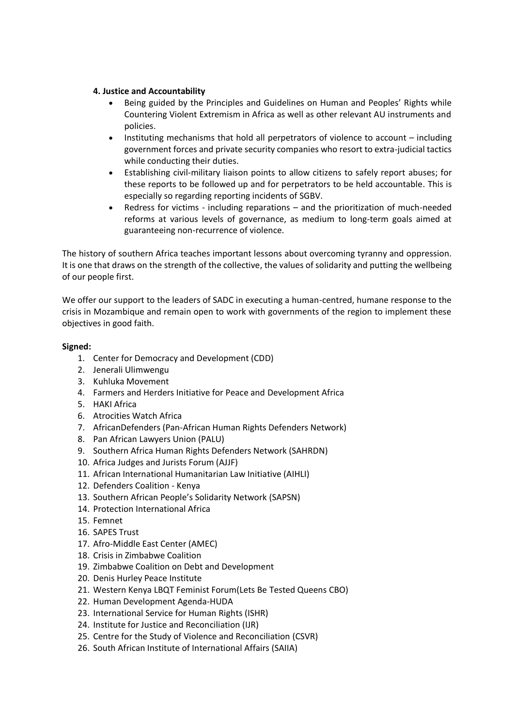**4. Justice and Accountability**

- Being guided by the Principles and Guidelines on Human and Peoples' Rights while Countering Violent Extremism in Africa as well as other relevant AU instruments and policies.
- Instituting mechanisms that hold all perpetrators of violence to account – including government forces and private security companies who resort to extra-judicial tactics while conducting their duties.
- Establishing civil-military liaison points to allow citizens to safely report abuses; for these reports to be followed up and for perpetrators to be held accountable. This is especially so regarding reporting incidents of SGBV.
- Redress for victims - including reparations – and the prioritization of much-needed reforms at various levels of governance, as medium to long-term goals aimed at guaranteeing non-recurrence of violence.

The history of southern Africa teaches important lessons about overcoming tyranny and oppression. It is one that draws on the strength of the collective, the values of solidarity and putting the wellbeing of our people first.

We offer our support to the leaders of SADC in executing a human-centred, humane response to the crisis in Mozambique and remain open to work with governments of the region to implement these objectives in good faith.

**Signed:**

1. Center for Democracy and Development (CDD)
2. Jenerali Ulimwengu
3. Kuhluka Movement
4. Farmers and Herders Initiative for Peace and Development Africa
5. HAKI Africa
6. Atrocities Watch Africa
7. AfricanDefenders (Pan-African Human Rights Defenders Network)
8. Pan African Lawyers Union (PALU)
9. Southern Africa Human Rights Defenders Network (SAHRDN)
10. Africa Judges and Jurists Forum (AJJF)
11. African International Humanitarian Law Initiative (AIHLI)
12. Defenders Coalition - Kenya
13. Southern African People's Solidarity Network (SAPSN)
14. Protection International Africa
15. Femnet
16. SAPES Trust
17. Afro-Middle East Center (AMEC)
18. Crisis in Zimbabwe Coalition
19. Zimbabwe Coalition on Debt and Development
20. Denis Hurley Peace Institute
21. Western Kenya LBQT Feminist Forum(Lets Be Tested Queens CBO)
22. Human Development Agenda-HUDA
23. International Service for Human Rights (ISHR)
24. Institute for Justice and Reconciliation (IJR)
25. Centre for the Study of Violence and Reconciliation (CSVR)
26. South African Institute of International Affairs (SAIIA)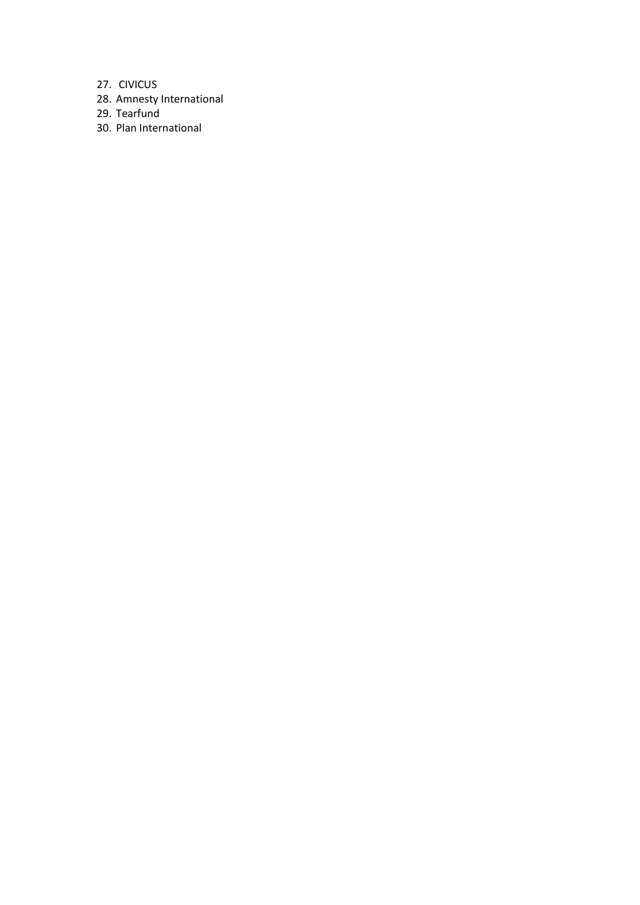27. CIVICUS
28. Amnesty International
29. Tearfund
30. Plan International